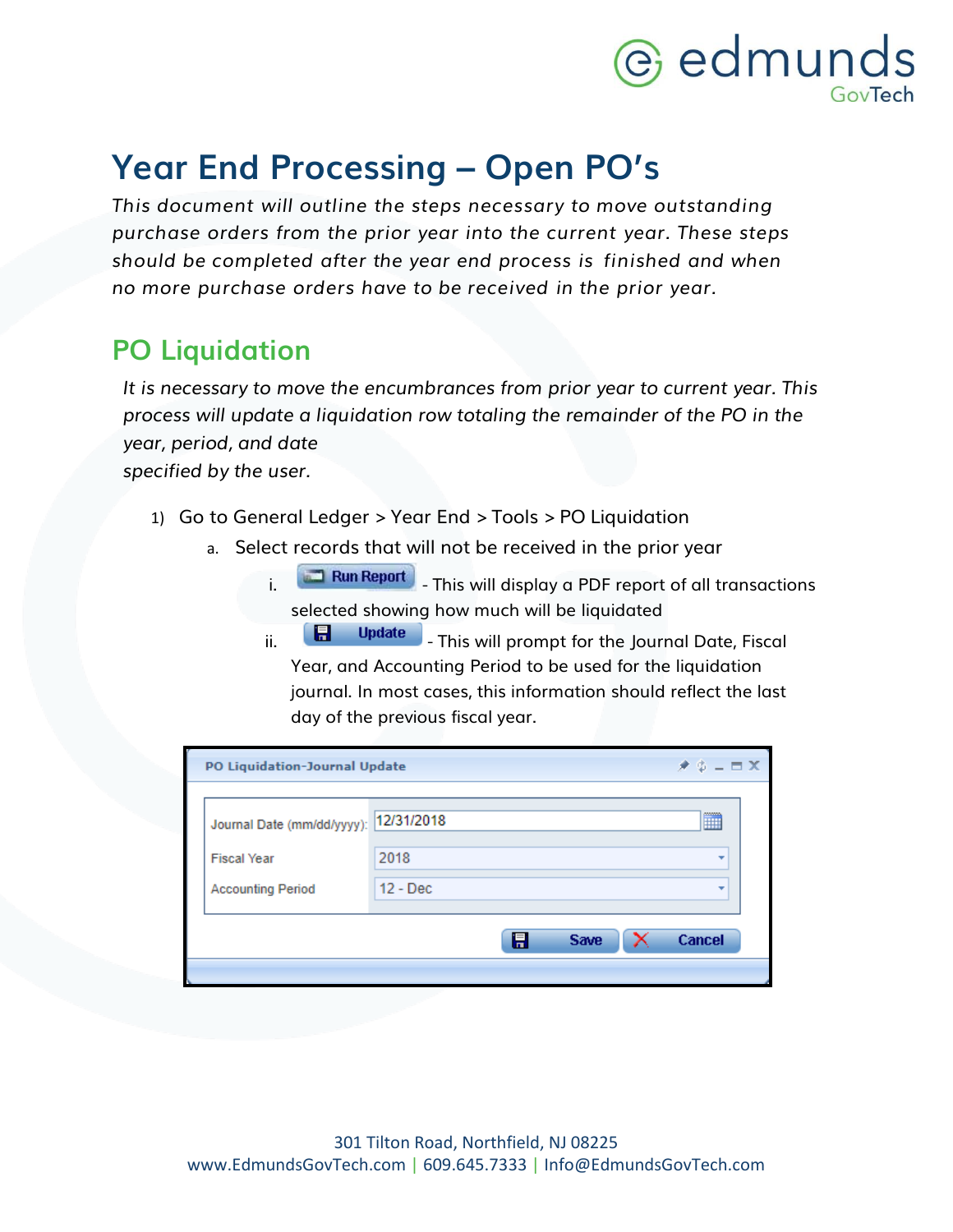# Year End Processing – Open PO's

*This document will outline the steps necessary to move outstanding purchase orders from the prior year into the current year. These steps should be completed after the year end process is finished and when no more purchase orders have to be received in the prior year.*

## PO Liquidation

*It is necessary to move the encumbrances from prior year to current year. This process will update a liquidation row totaling the remainder of the PO in the year, period, and date specified by the user.*

1) Go to General Ledger > Year End > Tools > PO Liquidation
   a. Select records that will not be received in the prior year
      i. Run Report - This will display a PDF report of all transactions selected showing how much will be liquidated
      ii. Update - This will prompt for the Journal Date, Fiscal Year, and Accounting Period to be used for the liquidation journal. In most cases, this information should reflect the last day of the previous fiscal year.

**PO Liquidation-Journal Update**

| | |
|---|---|
| Journal Date (mm/dd/yyyy): | 12/31/2018 |
| Fiscal Year | 2018 |
| Accounting Period | 12 - Dec |

Save | Cancel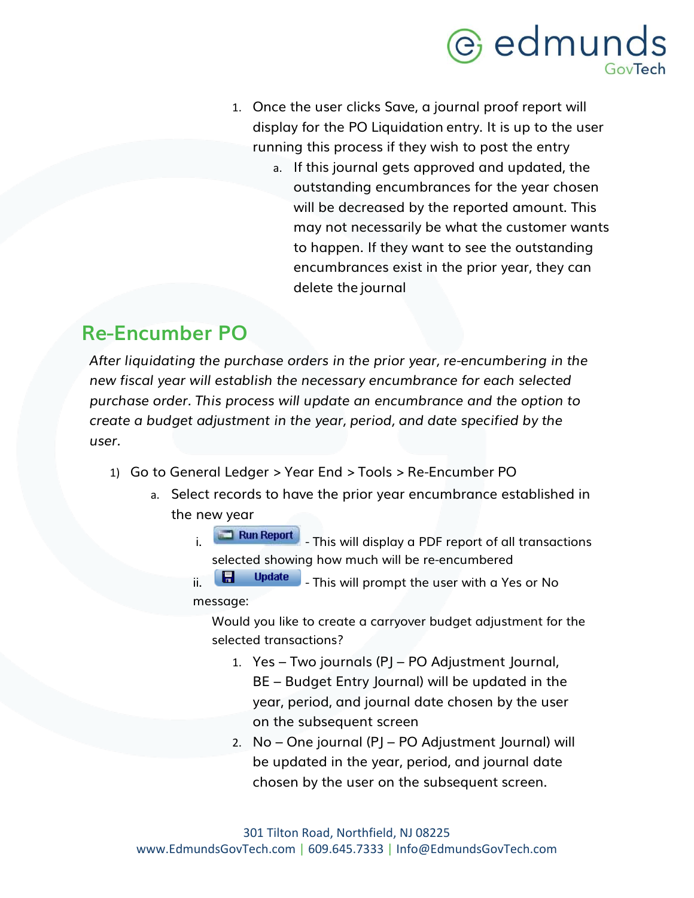1. Once the user clicks Save, a journal proof report will display for the PO Liquidation entry. It is up to the user running this process if they wish to post the entry
    a. If this journal gets approved and updated, the outstanding encumbrances for the year chosen will be decreased by the reported amount. This may not necessarily be what the customer wants to happen. If they want to see the outstanding encumbrances exist in the prior year, they can delete the journal

## Re-Encumber PO

*After liquidating the purchase orders in the prior year, re-encumbering in the new fiscal year will establish the necessary encumbrance for each selected purchase order. This process will update an encumbrance and the option to create a budget adjustment in the year, period, and date specified by the user.*

1) Go to General Ledger > Year End > Tools > Re-Encumber PO
    a. Select records to have the prior year encumbrance established in the new year
        i. Run Report - This will display a PDF report of all transactions selected showing how much will be re-encumbered
        ii. Update - This will prompt the user with a Yes or No message:

            Would you like to create a carryover budget adjustment for the selected transactions?

            1. Yes – Two journals (PJ – PO Adjustment Journal, BE – Budget Entry Journal) will be updated in the year, period, and journal date chosen by the user on the subsequent screen
            2. No – One journal (PJ – PO Adjustment Journal) will be updated in the year, period, and journal date chosen by the user on the subsequent screen.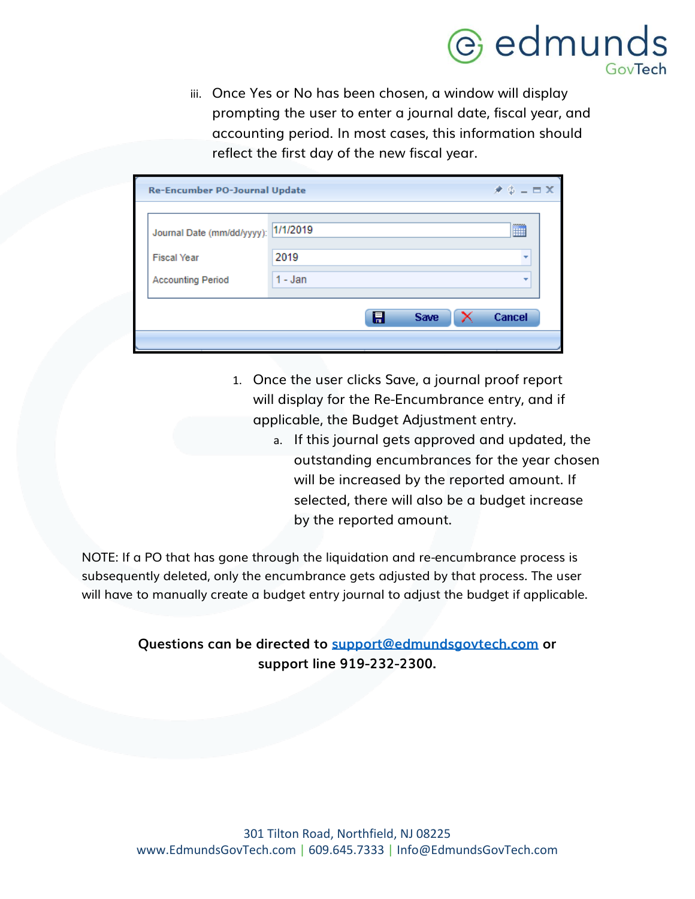iii. Once Yes or No has been chosen, a window will display prompting the user to enter a journal date, fiscal year, and accounting period. In most cases, this information should reflect the first day of the new fiscal year.

**Re-Encumber PO-Journal Update**

| | |
|---|---|
| Journal Date (mm/dd/yyyy): | 1/1/2019 |
| Fiscal Year | 2019 |
| Accounting Period | 1 - Jan |

Save | Cancel

1. Once the user clicks Save, a journal proof report will display for the Re-Encumbrance entry, and if applicable, the Budget Adjustment entry.
   a. If this journal gets approved and updated, the outstanding encumbrances for the year chosen will be increased by the reported amount. If selected, there will also be a budget increase by the reported amount.

NOTE: If a PO that has gone through the liquidation and re-encumbrance process is subsequently deleted, only the encumbrance gets adjusted by that process. The user will have to manually create a budget entry journal to adjust the budget if applicable.

**Questions can be directed to [support@edmundsgovtech.com](mailto:support@edmundsgovtech.com) or support line 919-232-2300.**

301 Tilton Road, Northfield, NJ 08225
www.EdmundsGovTech.com | 609.645.7333 | Info@EdmundsGovTech.com